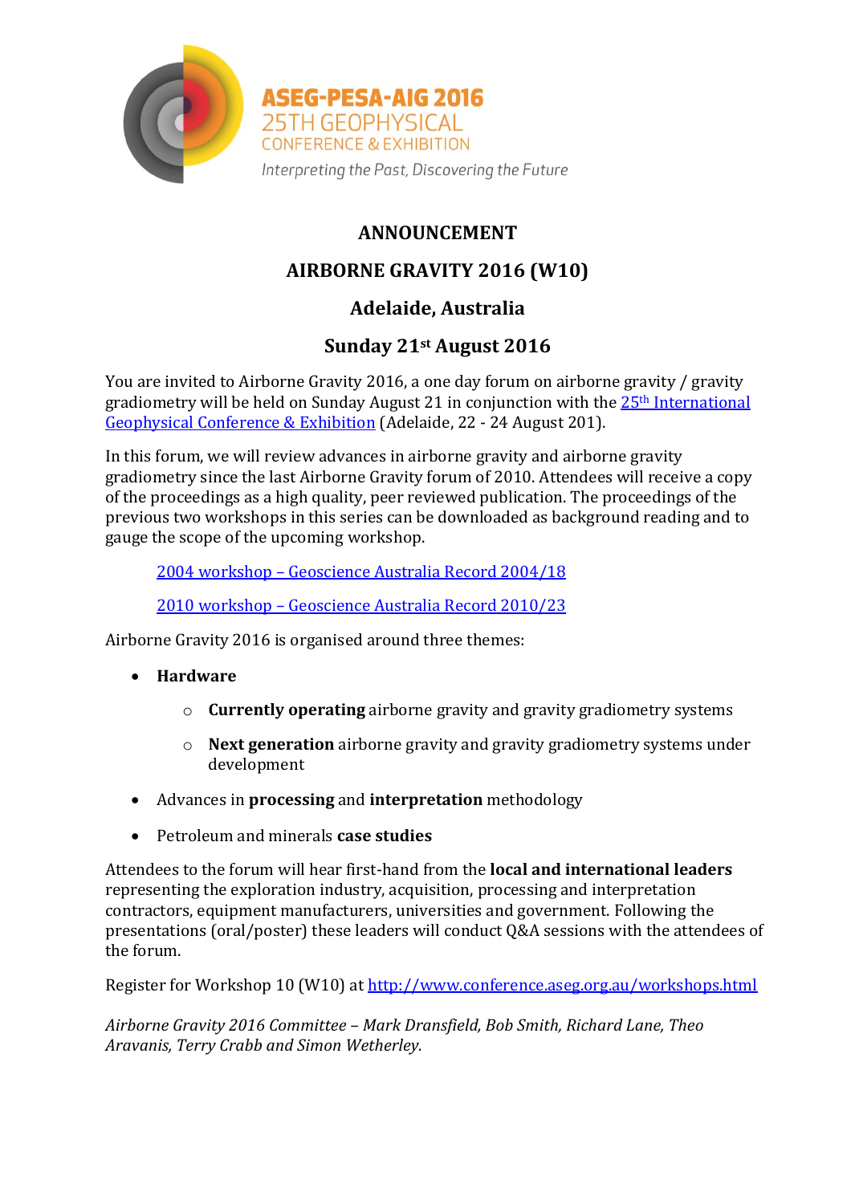ASEG-PESA-AIG 2016
25TH GEOPHYSICAL
CONFERENCE & EXHIBITION
*Interpreting the Past, Discovering the Future*

# ANNOUNCEMENT

# AIRBORNE GRAVITY 2016 (W10)

## Adelaide, Australia

## Sunday 21st August 2016

You are invited to Airborne Gravity 2016, a one day forum on airborne gravity / gravity gradiometry will be held on Sunday August 21 in conjunction with the [25th International Geophysical Conference & Exhibition] (Adelaide, 22 - 24 August 201).

In this forum, we will review advances in airborne gravity and airborne gravity gradiometry since the last Airborne Gravity forum of 2010. Attendees will receive a copy of the proceedings as a high quality, peer reviewed publication. The proceedings of the previous two workshops in this series can be downloaded as background reading and to gauge the scope of the upcoming workshop.

> [2004 workshop – Geoscience Australia Record 2004/18]
>
> [2010 workshop – Geoscience Australia Record 2010/23]

Airborne Gravity 2016 is organised around three themes:

- **Hardware**
  - **Currently operating** airborne gravity and gravity gradiometry systems
  - **Next generation** airborne gravity and gravity gradiometry systems under development
- Advances in **processing** and **interpretation** methodology
- Petroleum and minerals **case studies**

Attendees to the forum will hear first-hand from the **local and international leaders** representing the exploration industry, acquisition, processing and interpretation contractors, equipment manufacturers, universities and government. Following the presentations (oral/poster) these leaders will conduct Q&A sessions with the attendees of the forum.

Register for Workshop 10 (W10) at http://www.conference.aseg.org.au/workshops.html

*Airborne Gravity 2016 Committee – Mark Dransfield, Bob Smith, Richard Lane, Theo Aravanis, Terry Crabb and Simon Wetherley.*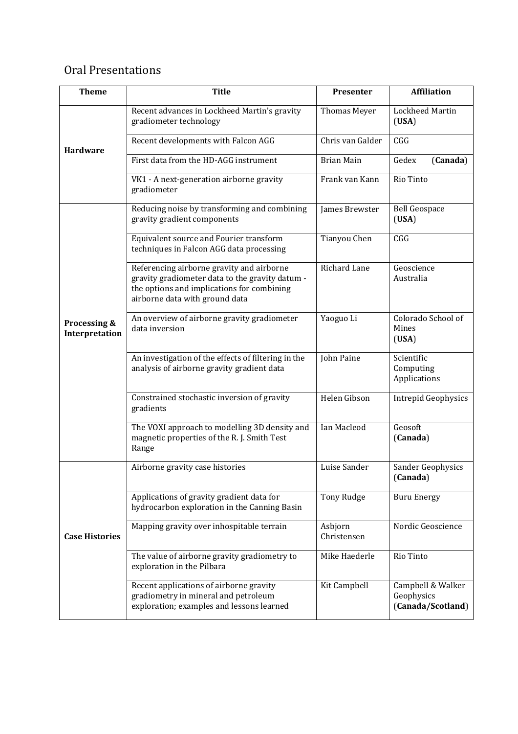## Oral Presentations

| Theme | Title | Presenter | Affiliation |
|---|---|---|---|
| **Hardware** | Recent advances in Lockheed Martin's gravity gradiometer technology | Thomas Meyer | Lockheed Martin (**USA**) |
| | Recent developments with Falcon AGG | Chris van Galder | CGG |
| | First data from the HD-AGG instrument | Brian Main | Gedex (**Canada**) |
| | VK1 - A next-generation airborne gravity gradiometer | Frank van Kann | Rio Tinto |
| **Processing & Interpretation** | Reducing noise by transforming and combining gravity gradient components | James Brewster | Bell Geospace (**USA**) |
| | Equivalent source and Fourier transform techniques in Falcon AGG data processing | Tianyou Chen | CGG |
| | Referencing airborne gravity and airborne gravity gradiometer data to the gravity datum - the options and implications for combining airborne data with ground data | Richard Lane | Geoscience Australia |
| | An overview of airborne gravity gradiometer data inversion | Yaoguo Li | Colorado School of Mines (**USA**) |
| | An investigation of the effects of filtering in the analysis of airborne gravity gradient data | John Paine | Scientific Computing Applications |
| | Constrained stochastic inversion of gravity gradients | Helen Gibson | Intrepid Geophysics |
| | The VOXI approach to modelling 3D density and magnetic properties of the R. J. Smith Test Range | Ian Macleod | Geosoft (**Canada**) |
| **Case Histories** | Airborne gravity case histories | Luise Sander | Sander Geophysics (**Canada**) |
| | Applications of gravity gradient data for hydrocarbon exploration in the Canning Basin | Tony Rudge | Buru Energy |
| | Mapping gravity over inhospitable terrain | Asbjorn Christensen | Nordic Geoscience |
| | The value of airborne gravity gradiometry to exploration in the Pilbara | Mike Haederle | Rio Tinto |
| | Recent applications of airborne gravity gradiometry in mineral and petroleum exploration; examples and lessons learned | Kit Campbell | Campbell & Walker Geophysics (**Canada/Scotland**) |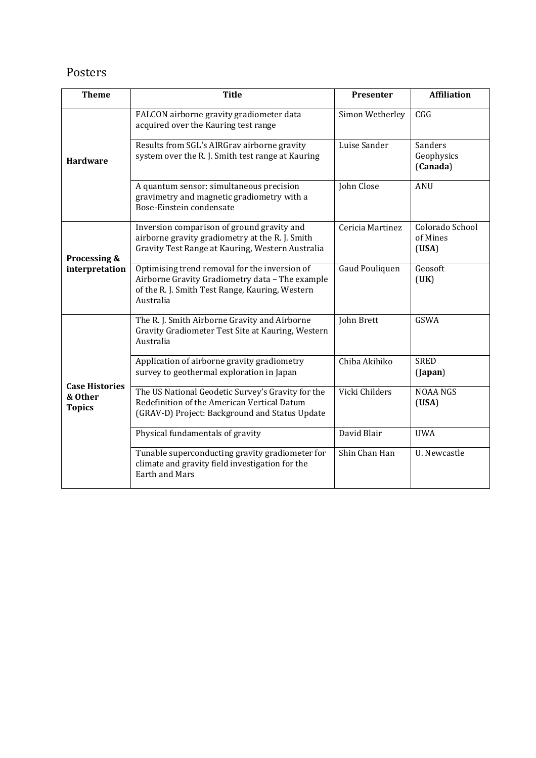Posters

| Theme | Title | Presenter | Affiliation |
|---|---|---|---|
| **Hardware** | FALCON airborne gravity gradiometer data acquired over the Kauring test range | Simon Wetherley | CGG |
| | Results from SGL's AIRGrav airborne gravity system over the R. J. Smith test range at Kauring | Luise Sander | Sanders Geophysics (**Canada**) |
| | A quantum sensor: simultaneous precision gravimetry and magnetic gradiometry with a Bose-Einstein condensate | John Close | ANU |
| **Processing & interpretation** | Inversion comparison of ground gravity and airborne gravity gradiometry at the R. J. Smith Gravity Test Range at Kauring, Western Australia | Cericia Martinez | Colorado School of Mines (**USA**) |
| | Optimising trend removal for the inversion of Airborne Gravity Gradiometry data – The example of the R. J. Smith Test Range, Kauring, Western Australia | Gaud Pouliquen | Geosoft (**UK**) |
| **Case Histories & Other Topics** | The R. J. Smith Airborne Gravity and Airborne Gravity Gradiometer Test Site at Kauring, Western Australia | John Brett | GSWA |
| | Application of airborne gravity gradiometry survey to geothermal exploration in Japan | Chiba Akihiko | SRED (**Japan**) |
| | The US National Geodetic Survey's Gravity for the Redefinition of the American Vertical Datum (GRAV-D) Project: Background and Status Update | Vicki Childers | NOAA NGS (**USA**) |
| | Physical fundamentals of gravity | David Blair | UWA |
| | Tunable superconducting gravity gradiometer for climate and gravity field investigation for the Earth and Mars | Shin Chan Han | U. Newcastle |